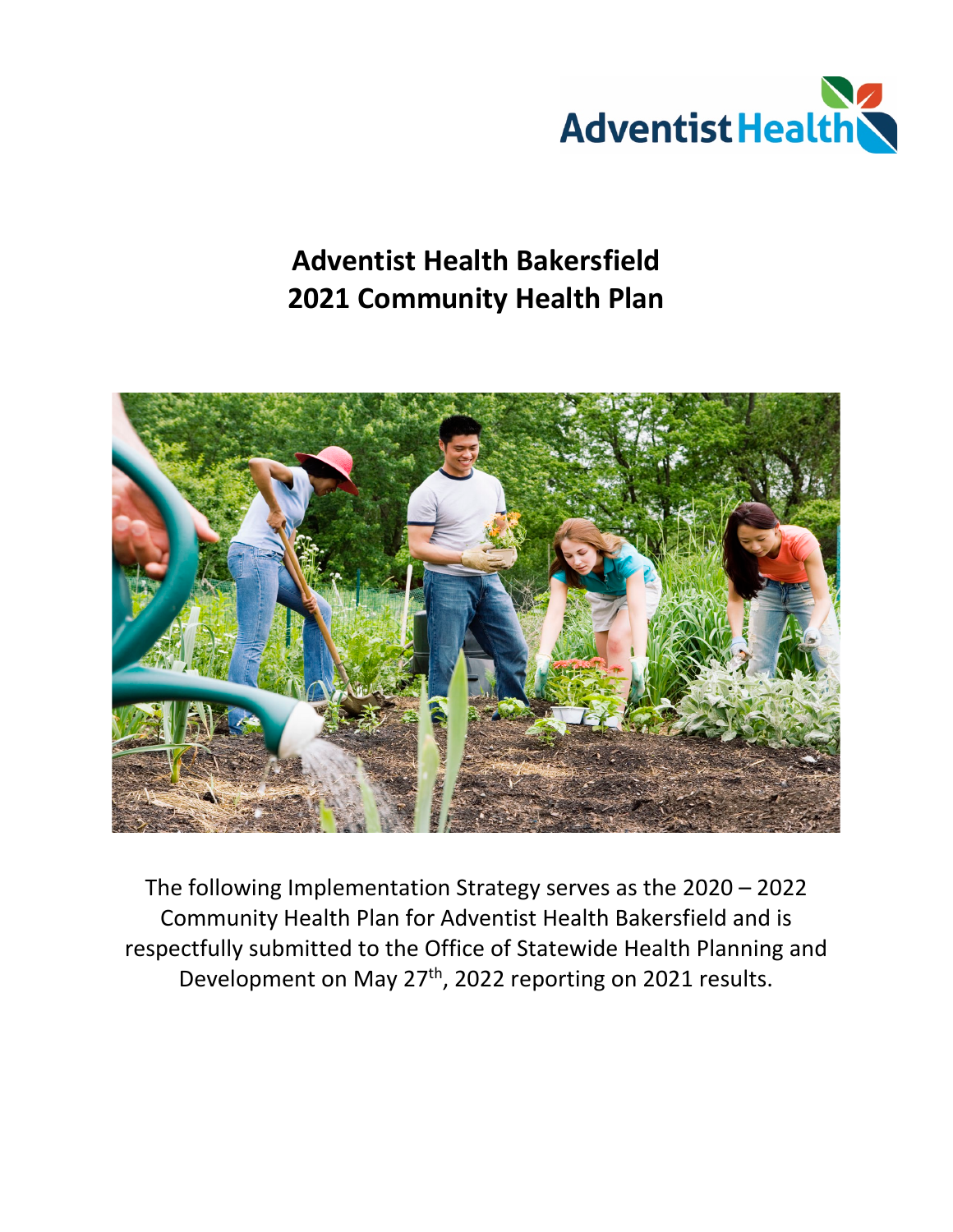# Adventist Health Bakersfield
# 2021 Community Health Plan

The following Implementation Strategy serves as the 2020 – 2022 Community Health Plan for Adventist Health Bakersfield and is respectfully submitted to the Office of Statewide Health Planning and Development on May 27th, 2022 reporting on 2021 results.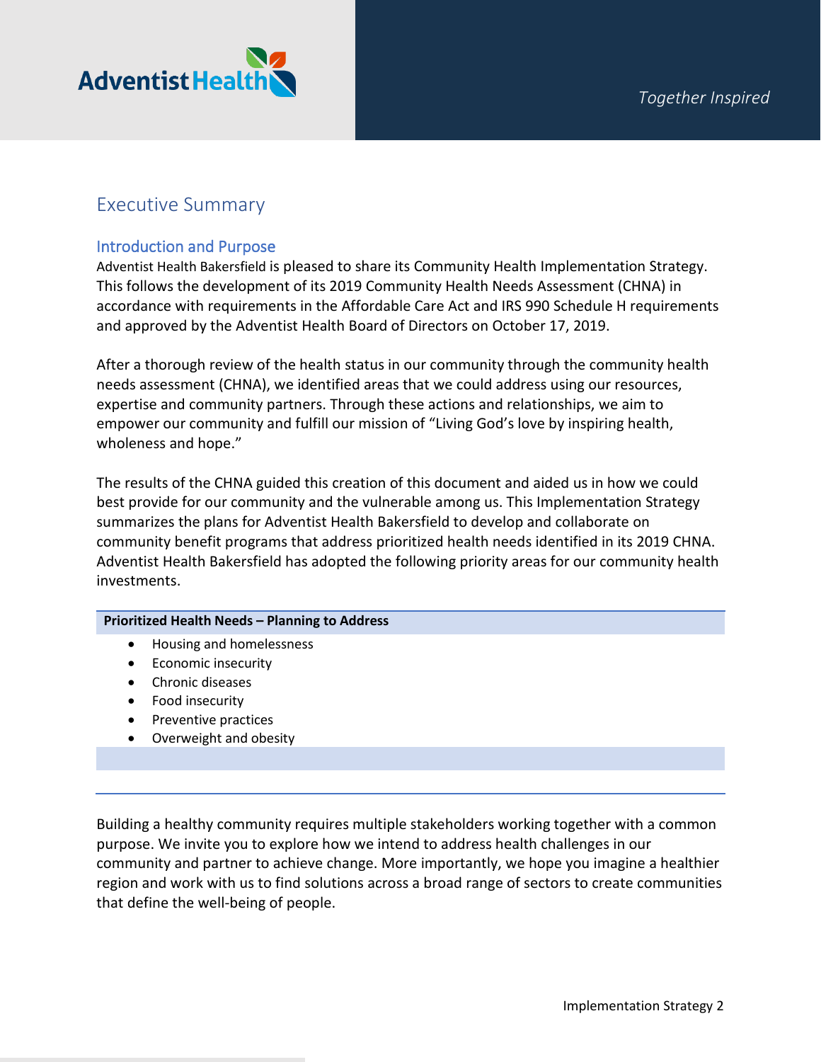# Executive Summary

## Introduction and Purpose

Adventist Health Bakersfield is pleased to share its Community Health Implementation Strategy. This follows the development of its 2019 Community Health Needs Assessment (CHNA) in accordance with requirements in the Affordable Care Act and IRS 990 Schedule H requirements and approved by the Adventist Health Board of Directors on October 17, 2019.

After a thorough review of the health status in our community through the community health needs assessment (CHNA), we identified areas that we could address using our resources, expertise and community partners. Through these actions and relationships, we aim to empower our community and fulfill our mission of "Living God's love by inspiring health, wholeness and hope."

The results of the CHNA guided this creation of this document and aided us in how we could best provide for our community and the vulnerable among us. This Implementation Strategy summarizes the plans for Adventist Health Bakersfield to develop and collaborate on community benefit programs that address prioritized health needs identified in its 2019 CHNA. Adventist Health Bakersfield has adopted the following priority areas for our community health investments.

**Prioritized Health Needs – Planning to Address**

- Housing and homelessness
- Economic insecurity
- Chronic diseases
- Food insecurity
- Preventive practices
- Overweight and obesity

Building a healthy community requires multiple stakeholders working together with a common purpose. We invite you to explore how we intend to address health challenges in our community and partner to achieve change. More importantly, we hope you imagine a healthier region and work with us to find solutions across a broad range of sectors to create communities that define the well-being of people.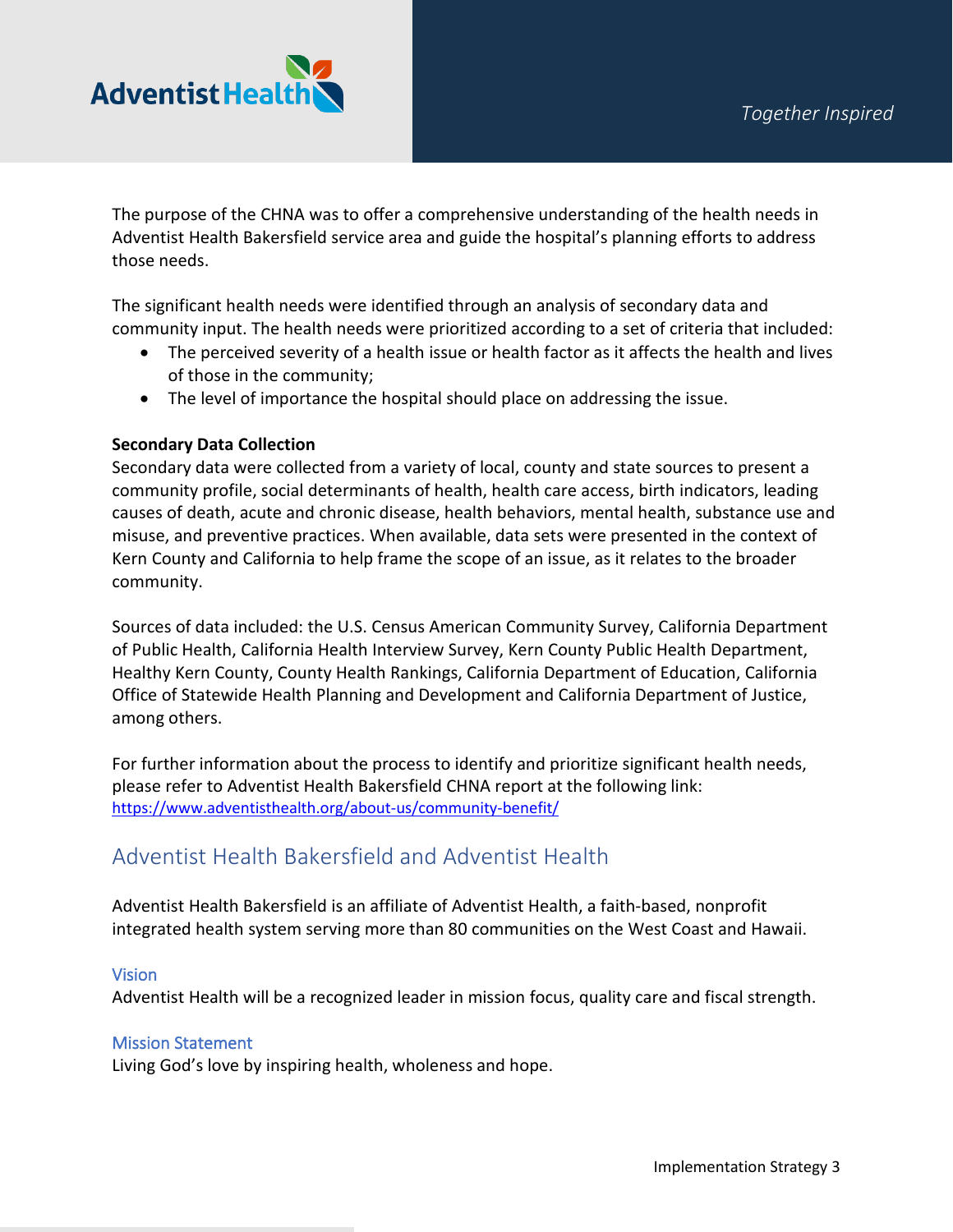The purpose of the CHNA was to offer a comprehensive understanding of the health needs in Adventist Health Bakersfield service area and guide the hospital's planning efforts to address those needs.

The significant health needs were identified through an analysis of secondary data and community input. The health needs were prioritized according to a set of criteria that included:

- The perceived severity of a health issue or health factor as it affects the health and lives of those in the community;
- The level of importance the hospital should place on addressing the issue.

**Secondary Data Collection**

Secondary data were collected from a variety of local, county and state sources to present a community profile, social determinants of health, health care access, birth indicators, leading causes of death, acute and chronic disease, health behaviors, mental health, substance use and misuse, and preventive practices. When available, data sets were presented in the context of Kern County and California to help frame the scope of an issue, as it relates to the broader community.

Sources of data included: the U.S. Census American Community Survey, California Department of Public Health, California Health Interview Survey, Kern County Public Health Department, Healthy Kern County, County Health Rankings, California Department of Education, California Office of Statewide Health Planning and Development and California Department of Justice, among others.

For further information about the process to identify and prioritize significant health needs, please refer to Adventist Health Bakersfield CHNA report at the following link: https://www.adventisthealth.org/about-us/community-benefit/

## Adventist Health Bakersfield and Adventist Health

Adventist Health Bakersfield is an affiliate of Adventist Health, a faith-based, nonprofit integrated health system serving more than 80 communities on the West Coast and Hawaii.

### Vision

Adventist Health will be a recognized leader in mission focus, quality care and fiscal strength.

### Mission Statement

Living God's love by inspiring health, wholeness and hope.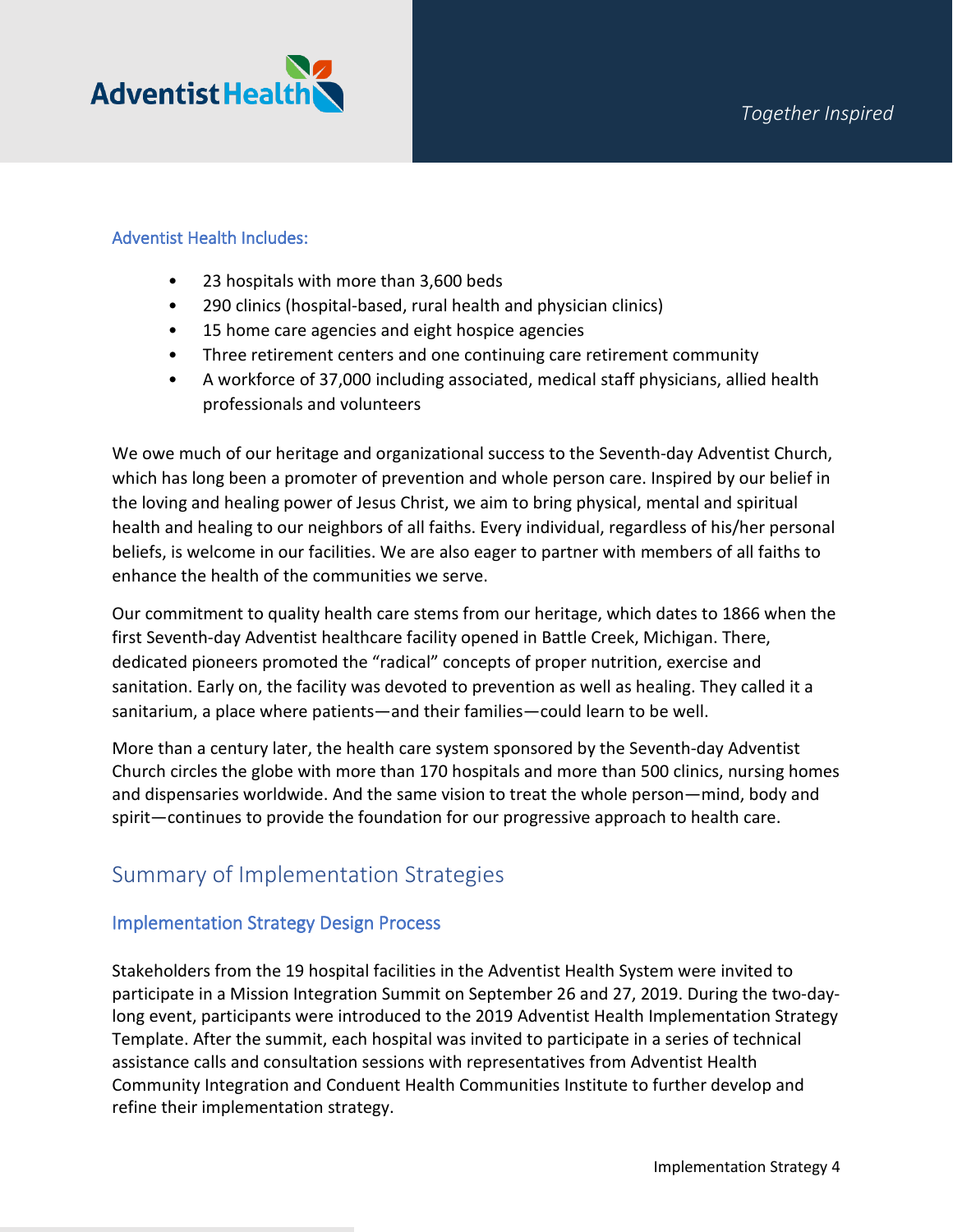### Adventist Health Includes:

- 23 hospitals with more than 3,600 beds
- 290 clinics (hospital-based, rural health and physician clinics)
- 15 home care agencies and eight hospice agencies
- Three retirement centers and one continuing care retirement community
- A workforce of 37,000 including associated, medical staff physicians, allied health professionals and volunteers

We owe much of our heritage and organizational success to the Seventh-day Adventist Church, which has long been a promoter of prevention and whole person care. Inspired by our belief in the loving and healing power of Jesus Christ, we aim to bring physical, mental and spiritual health and healing to our neighbors of all faiths. Every individual, regardless of his/her personal beliefs, is welcome in our facilities. We are also eager to partner with members of all faiths to enhance the health of the communities we serve.

Our commitment to quality health care stems from our heritage, which dates to 1866 when the first Seventh-day Adventist healthcare facility opened in Battle Creek, Michigan. There, dedicated pioneers promoted the "radical" concepts of proper nutrition, exercise and sanitation. Early on, the facility was devoted to prevention as well as healing. They called it a sanitarium, a place where patients—and their families—could learn to be well.

More than a century later, the health care system sponsored by the Seventh-day Adventist Church circles the globe with more than 170 hospitals and more than 500 clinics, nursing homes and dispensaries worldwide. And the same vision to treat the whole person—mind, body and spirit—continues to provide the foundation for our progressive approach to health care.

## Summary of Implementation Strategies

### Implementation Strategy Design Process

Stakeholders from the 19 hospital facilities in the Adventist Health System were invited to participate in a Mission Integration Summit on September 26 and 27, 2019. During the two-day-long event, participants were introduced to the 2019 Adventist Health Implementation Strategy Template. After the summit, each hospital was invited to participate in a series of technical assistance calls and consultation sessions with representatives from Adventist Health Community Integration and Conduent Health Communities Institute to further develop and refine their implementation strategy.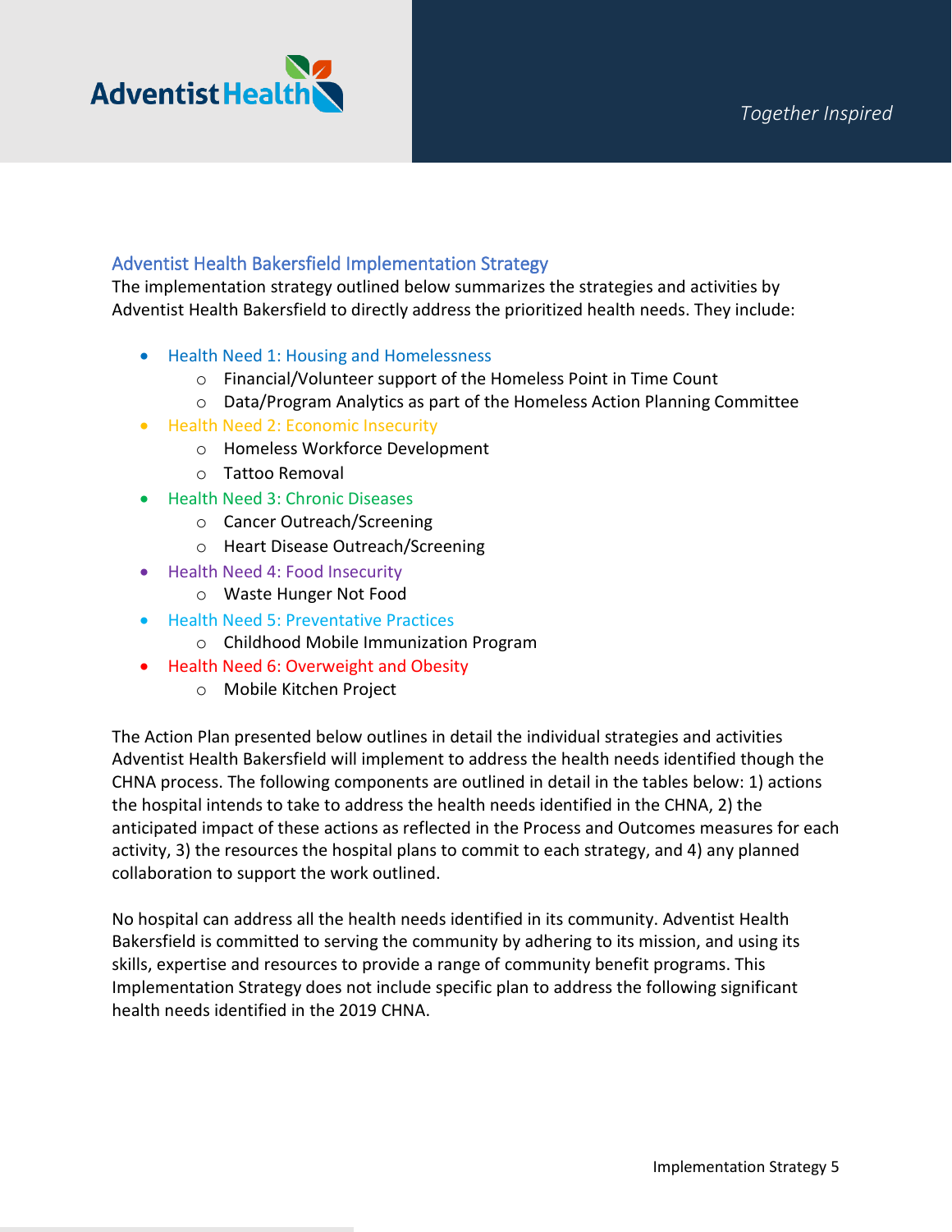## Adventist Health Bakersfield Implementation Strategy

The implementation strategy outlined below summarizes the strategies and activities by Adventist Health Bakersfield to directly address the prioritized health needs. They include:

- Health Need 1: Housing and Homelessness
  - Financial/Volunteer support of the Homeless Point in Time Count
  - Data/Program Analytics as part of the Homeless Action Planning Committee
- Health Need 2: Economic Insecurity
  - Homeless Workforce Development
  - Tattoo Removal
- Health Need 3: Chronic Diseases
  - Cancer Outreach/Screening
  - Heart Disease Outreach/Screening
- Health Need 4: Food Insecurity
  - Waste Hunger Not Food
- Health Need 5: Preventative Practices
  - Childhood Mobile Immunization Program
- Health Need 6: Overweight and Obesity
  - Mobile Kitchen Project

The Action Plan presented below outlines in detail the individual strategies and activities Adventist Health Bakersfield will implement to address the health needs identified though the CHNA process. The following components are outlined in detail in the tables below: 1) actions the hospital intends to take to address the health needs identified in the CHNA, 2) the anticipated impact of these actions as reflected in the Process and Outcomes measures for each activity, 3) the resources the hospital plans to commit to each strategy, and 4) any planned collaboration to support the work outlined.

No hospital can address all the health needs identified in its community. Adventist Health Bakersfield is committed to serving the community by adhering to its mission, and using its skills, expertise and resources to provide a range of community benefit programs. This Implementation Strategy does not include specific plan to address the following significant health needs identified in the 2019 CHNA.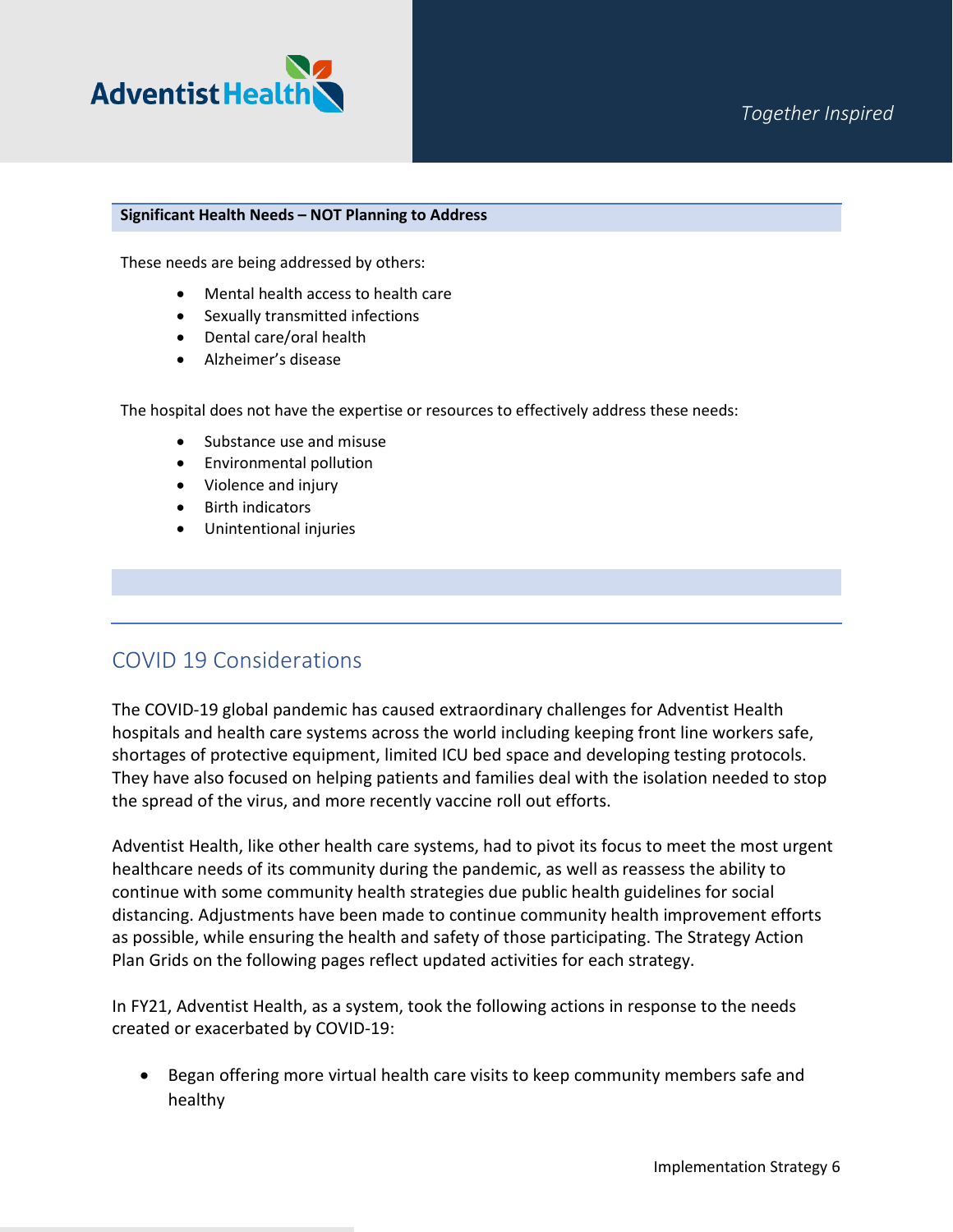**Significant Health Needs – NOT Planning to Address**

These needs are being addressed by others:

- Mental health access to health care
- Sexually transmitted infections
- Dental care/oral health
- Alzheimer's disease

The hospital does not have the expertise or resources to effectively address these needs:

- Substance use and misuse
- Environmental pollution
- Violence and injury
- Birth indicators
- Unintentional injuries

## COVID 19 Considerations

The COVID-19 global pandemic has caused extraordinary challenges for Adventist Health hospitals and health care systems across the world including keeping front line workers safe, shortages of protective equipment, limited ICU bed space and developing testing protocols. They have also focused on helping patients and families deal with the isolation needed to stop the spread of the virus, and more recently vaccine roll out efforts.

Adventist Health, like other health care systems, had to pivot its focus to meet the most urgent healthcare needs of its community during the pandemic, as well as reassess the ability to continue with some community health strategies due public health guidelines for social distancing. Adjustments have been made to continue community health improvement efforts as possible, while ensuring the health and safety of those participating. The Strategy Action Plan Grids on the following pages reflect updated activities for each strategy.

In FY21, Adventist Health, as a system, took the following actions in response to the needs created or exacerbated by COVID-19:

- Began offering more virtual health care visits to keep community members safe and healthy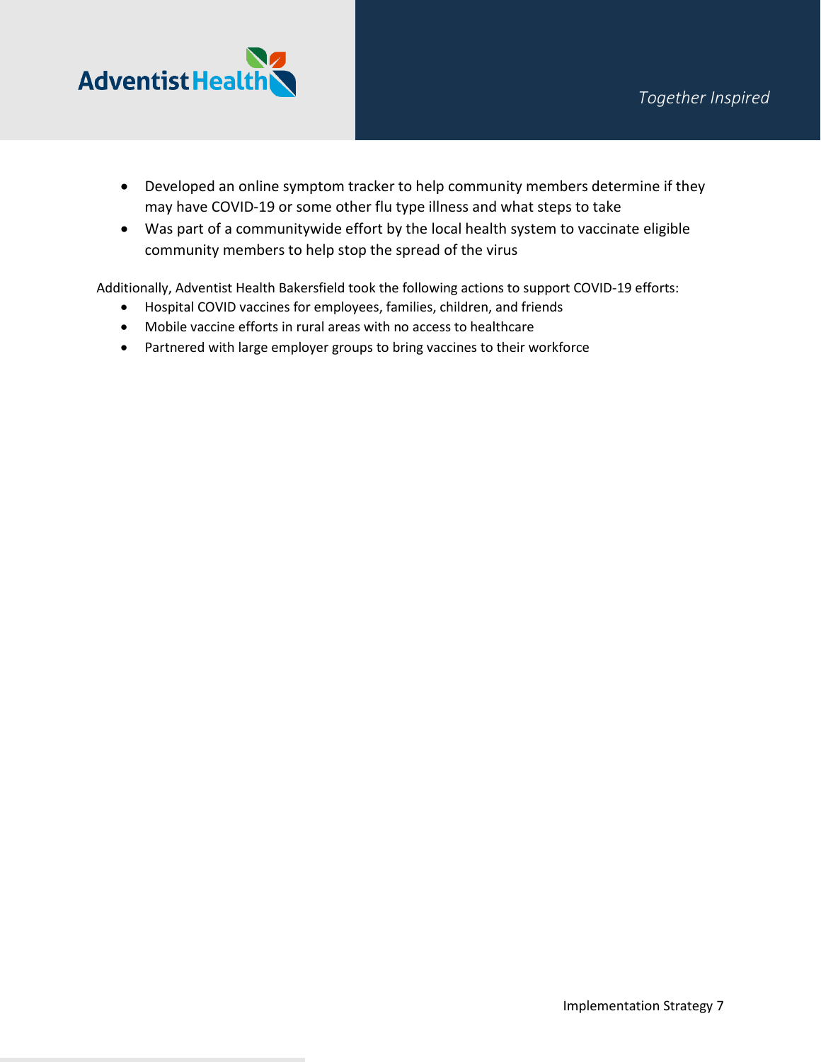- Developed an online symptom tracker to help community members determine if they may have COVID-19 or some other flu type illness and what steps to take
- Was part of a communitywide effort by the local health system to vaccinate eligible community members to help stop the spread of the virus

Additionally, Adventist Health Bakersfield took the following actions to support COVID-19 efforts:

- Hospital COVID vaccines for employees, families, children, and friends
- Mobile vaccine efforts in rural areas with no access to healthcare
- Partnered with large employer groups to bring vaccines to their workforce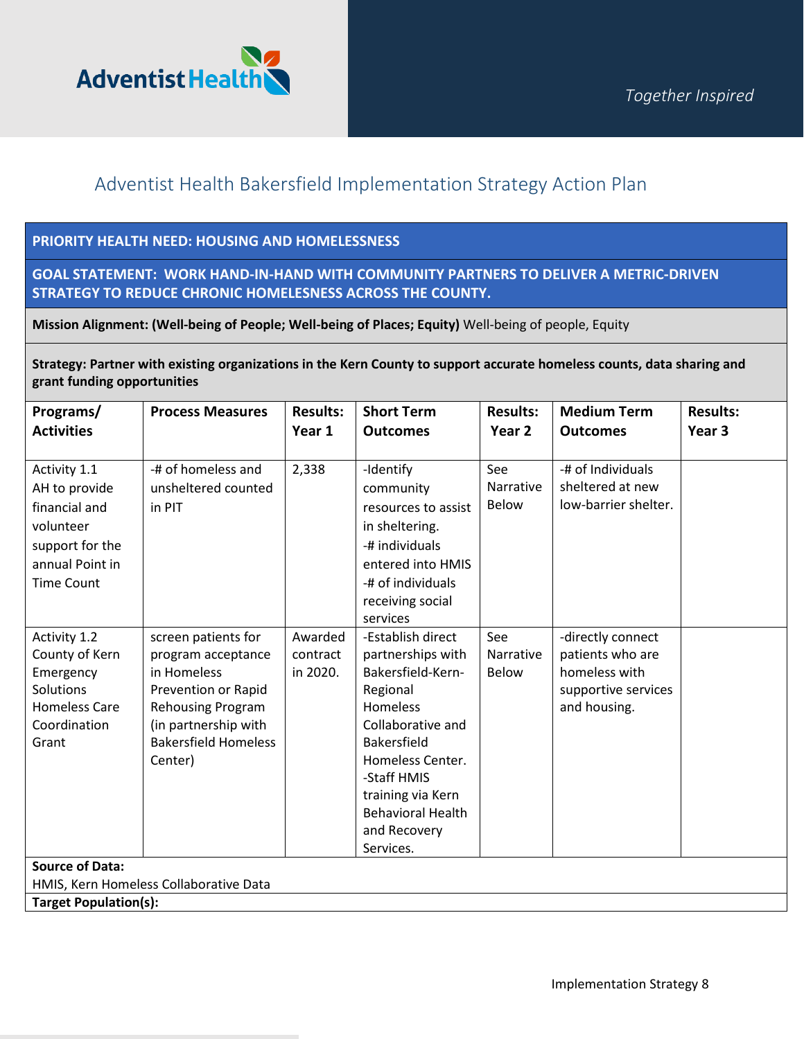# Adventist Health Bakersfield Implementation Strategy Action Plan

**PRIORITY HEALTH NEED: HOUSING AND HOMELESSNESS**

**GOAL STATEMENT: WORK HAND-IN-HAND WITH COMMUNITY PARTNERS TO DELIVER A METRIC-DRIVEN STRATEGY TO REDUCE CHRONIC HOMELESSNESS ACROSS THE COUNTY.**

**Mission Alignment: (Well-being of People; Well-being of Places; Equity)** Well-being of people, Equity

**Strategy: Partner with existing organizations in the Kern County to support accurate homeless counts, data sharing and grant funding opportunities**

| Programs/ Activities | Process Measures | Results: Year 1 | Short Term Outcomes | Results: Year 2 | Medium Term Outcomes | Results: Year 3 |
|---|---|---|---|---|---|---|
| Activity 1.1 AH to provide financial and volunteer support for the annual Point in Time Count | -# of homeless and unsheltered counted in PIT | 2,338 | -Identify community resources to assist in sheltering. -# individuals entered into HMIS -# of individuals receiving social services | See Narrative Below | -# of Individuals sheltered at new low-barrier shelter. | |
| Activity 1.2 County of Kern Emergency Solutions Homeless Care Coordination Grant | screen patients for program acceptance in Homeless Prevention or Rapid Rehousing Program (in partnership with Bakersfield Homeless Center) | Awarded contract in 2020. | -Establish direct partnerships with Bakersfield-Kern-Regional Homeless Collaborative and Bakersfield Homeless Center. -Staff HMIS training via Kern Behavioral Health and Recovery Services. | See Narrative Below | -directly connect patients who are homeless with supportive services and housing. | |

**Source of Data:**
HMIS, Kern Homeless Collaborative Data

**Target Population(s):**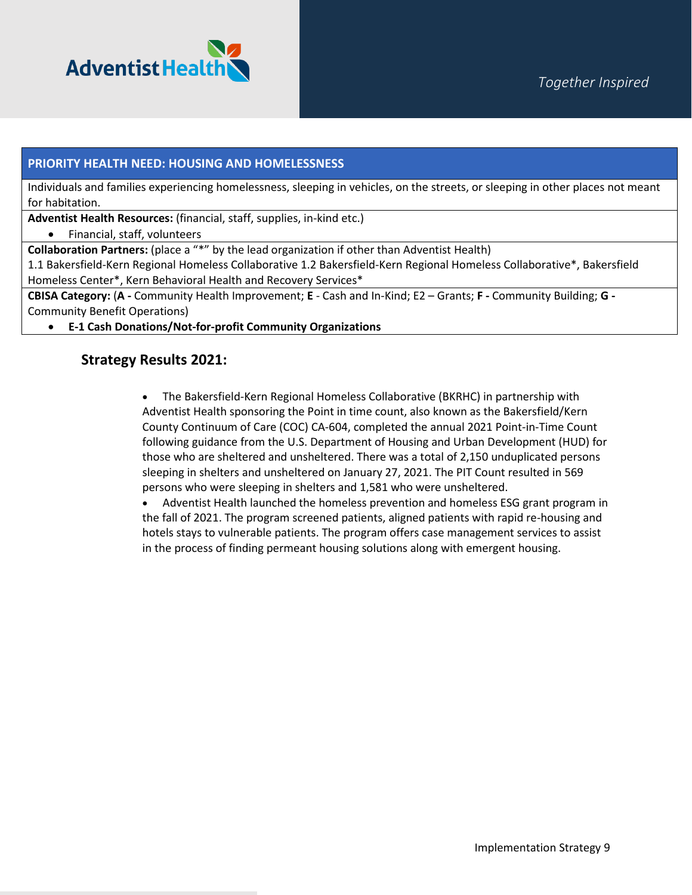| PRIORITY HEALTH NEED: HOUSING AND HOMELESSNESS |
|---|
| Individuals and families experiencing homelessness, sleeping in vehicles, on the streets, or sleeping in other places not meant for habitation. |
| **Adventist Health Resources:** (financial, staff, supplies, in-kind etc.)<br>• Financial, staff, volunteers |
| **Collaboration Partners:** (place a "*" by the lead organization if other than Adventist Health)<br>1.1 Bakersfield-Kern Regional Homeless Collaborative 1.2 Bakersfield-Kern Regional Homeless Collaborative*, Bakersfield Homeless Center*, Kern Behavioral Health and Recovery Services* |
| **CBISA Category:** (**A -** Community Health Improvement; **E** - Cash and In-Kind; E2 – Grants; **F -** Community Building; **G -** Community Benefit Operations)<br>• **E-1 Cash Donations/Not-for-profit Community Organizations** |

## Strategy Results 2021:

- The Bakersfield-Kern Regional Homeless Collaborative (BKRHC) in partnership with Adventist Health sponsoring the Point in time count, also known as the Bakersfield/Kern County Continuum of Care (COC) CA-604, completed the annual 2021 Point-in-Time Count following guidance from the U.S. Department of Housing and Urban Development (HUD) for those who are sheltered and unsheltered. There was a total of 2,150 unduplicated persons sleeping in shelters and unsheltered on January 27, 2021. The PIT Count resulted in 569 persons who were sleeping in shelters and 1,581 who were unsheltered.
- Adventist Health launched the homeless prevention and homeless ESG grant program in the fall of 2021. The program screened patients, aligned patients with rapid re-housing and hotels stays to vulnerable patients. The program offers case management services to assist in the process of finding permeant housing solutions along with emergent housing.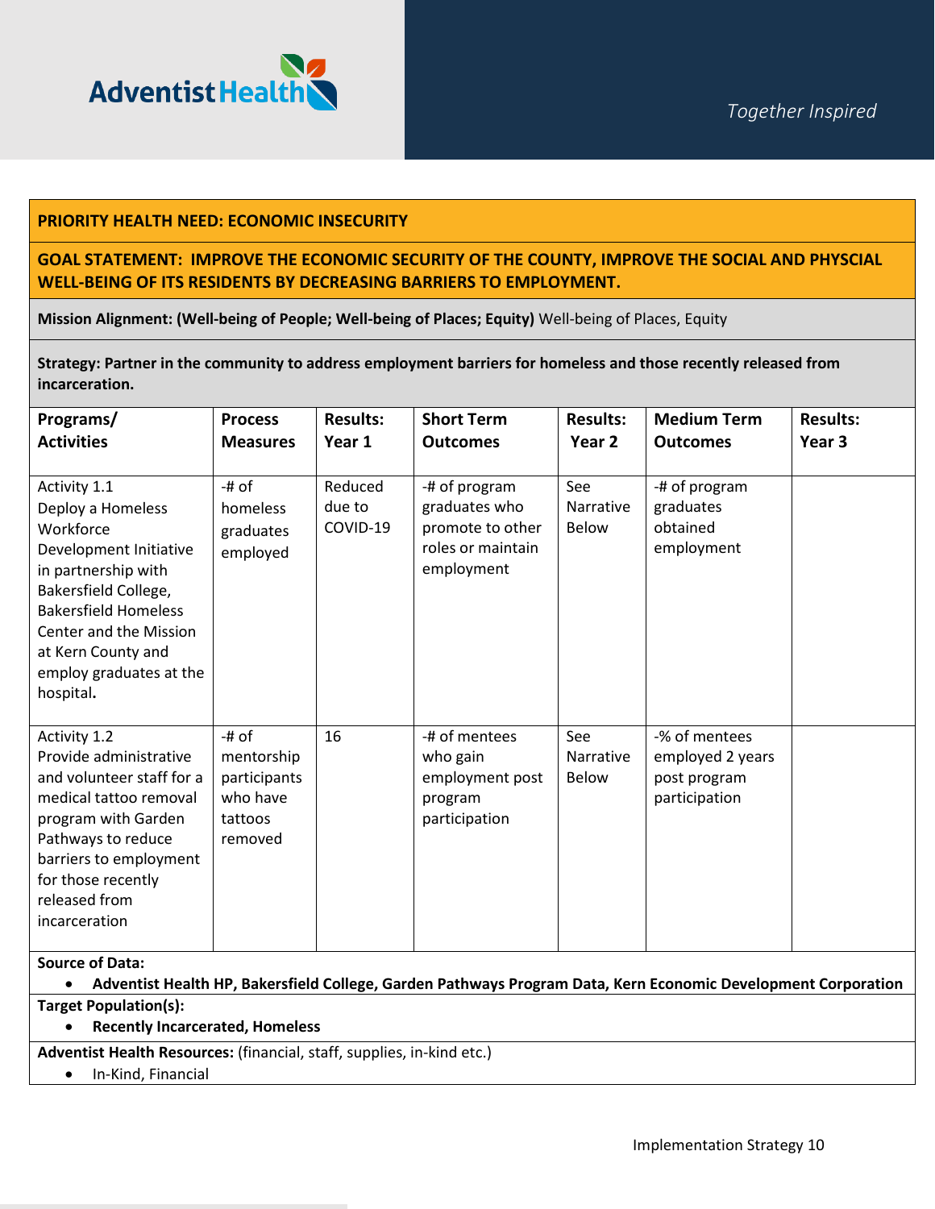**PRIORITY HEALTH NEED: ECONOMIC INSECURITY**

**GOAL STATEMENT: IMPROVE THE ECONOMIC SECURITY OF THE COUNTY, IMPROVE THE SOCIAL AND PHYSCIAL WELL-BEING OF ITS RESIDENTS BY DECREASING BARRIERS TO EMPLOYMENT.**

**Mission Alignment: (Well-being of People; Well-being of Places; Equity)** Well-being of Places, Equity

**Strategy: Partner in the community to address employment barriers for homeless and those recently released from incarceration.**

| Programs/ Activities | Process Measures | Results: Year 1 | Short Term Outcomes | Results: Year 2 | Medium Term Outcomes | Results: Year 3 |
|---|---|---|---|---|---|---|
| Activity 1.1 Deploy a Homeless Workforce Development Initiative in partnership with Bakersfield College, Bakersfield Homeless Center and the Mission at Kern County and employ graduates at the hospital**.** | -# of homeless graduates employed | Reduced due to COVID-19 | -# of program graduates who promote to other roles or maintain employment | See Narrative Below | -# of program graduates obtained employment | |
| Activity 1.2 Provide administrative and volunteer staff for a medical tattoo removal program with Garden Pathways to reduce barriers to employment for those recently released from incarceration | -# of mentorship participants who have tattoos removed | 16 | -# of mentees who gain employment post program participation | See Narrative Below | -% of mentees employed 2 years post program participation | |

**Source of Data:**

- **Adventist Health HP, Bakersfield College, Garden Pathways Program Data, Kern Economic Development Corporation**

**Target Population(s):**

- **Recently Incarcerated, Homeless**

**Adventist Health Resources:** (financial, staff, supplies, in-kind etc.)

- In-Kind, Financial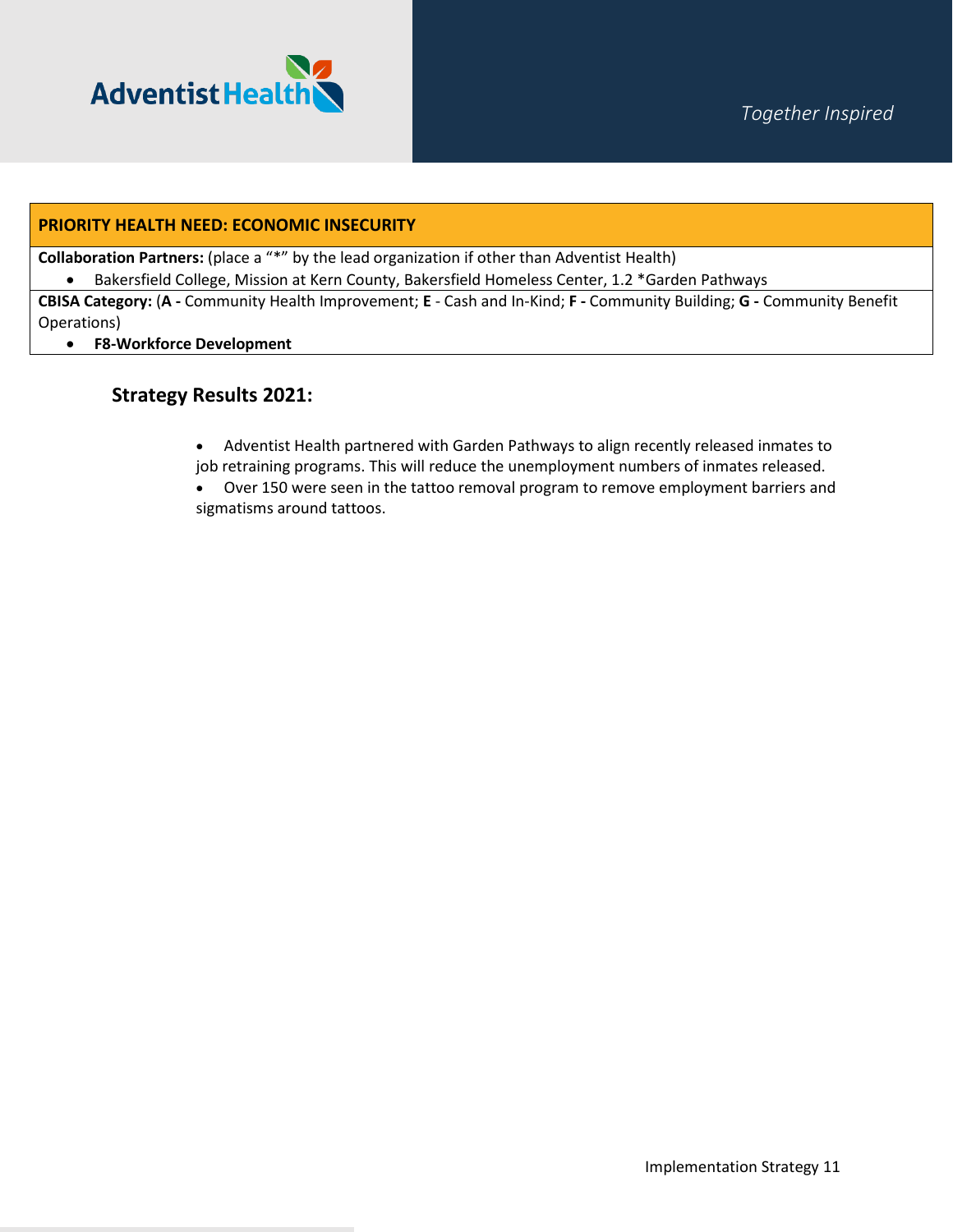**PRIORITY HEALTH NEED: ECONOMIC INSECURITY**

**Collaboration Partners:** (place a "*" by the lead organization if other than Adventist Health)

- Bakersfield College, Mission at Kern County, Bakersfield Homeless Center, 1.2 *Garden Pathways

**CBISA Category:** (**A -** Community Health Improvement; **E** - Cash and In-Kind; **F -** Community Building; **G -** Community Benefit Operations)

- **F8-Workforce Development**

### Strategy Results 2021:

- Adventist Health partnered with Garden Pathways to align recently released inmates to job retraining programs. This will reduce the unemployment numbers of inmates released.
- Over 150 were seen in the tattoo removal program to remove employment barriers and sigmatisms around tattoos.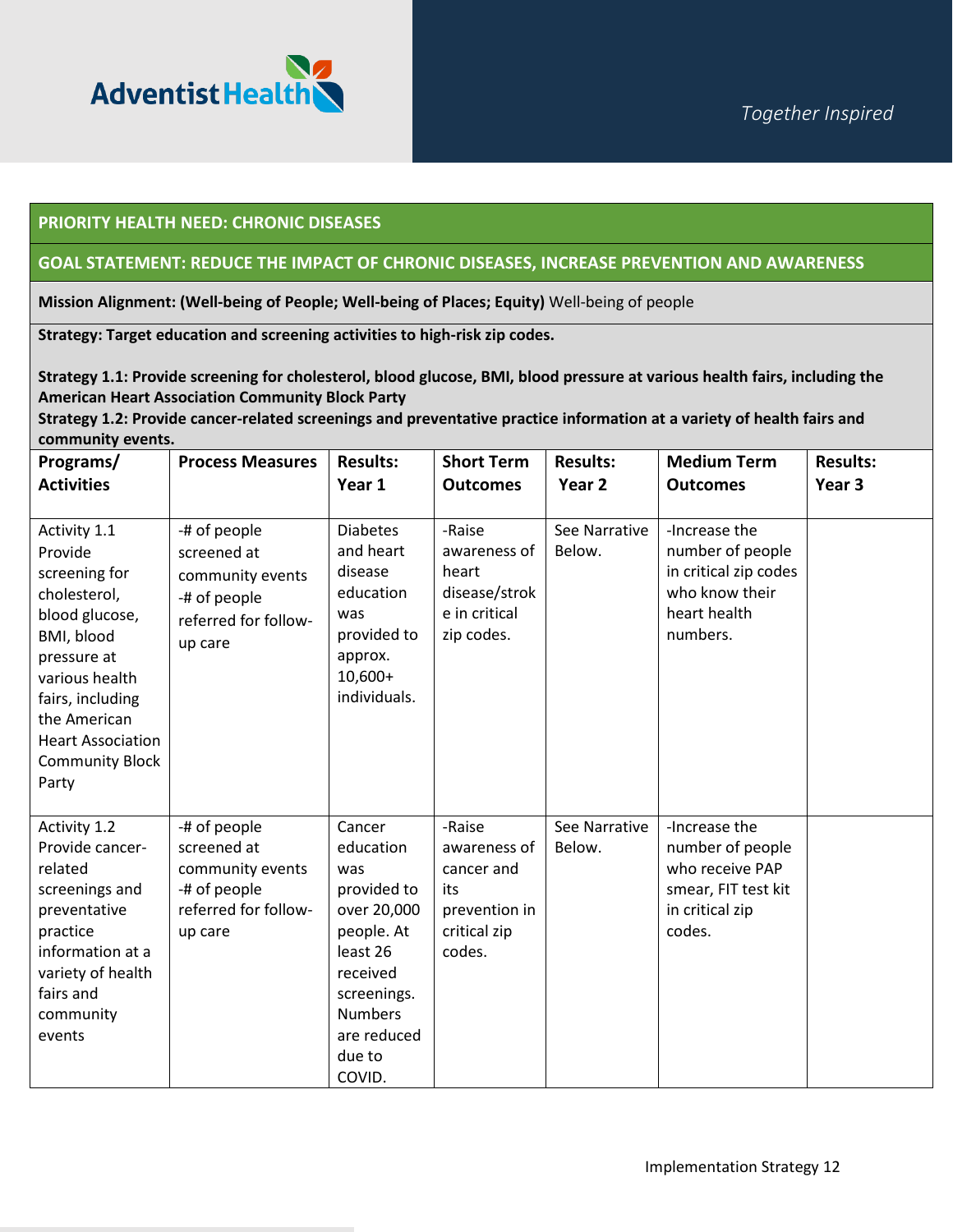**PRIORITY HEALTH NEED: CHRONIC DISEASES**

**GOAL STATEMENT: REDUCE THE IMPACT OF CHRONIC DISEASES, INCREASE PREVENTION AND AWARENESS**

**Mission Alignment: (Well-being of People; Well-being of Places; Equity)** Well-being of people

**Strategy: Target education and screening activities to high-risk zip codes.**

**Strategy 1.1: Provide screening for cholesterol, blood glucose, BMI, blood pressure at various health fairs, including the American Heart Association Community Block Party**

**Strategy 1.2: Provide cancer-related screenings and preventative practice information at a variety of health fairs and community events.**

| Programs/ Activities | Process Measures | Results: Year 1 | Short Term Outcomes | Results: Year 2 | Medium Term Outcomes | Results: Year 3 |
|---|---|---|---|---|---|---|
| Activity 1.1 Provide screening for cholesterol, blood glucose, BMI, blood pressure at various health fairs, including the American Heart Association Community Block Party | -# of people screened at community events<br>-# of people referred for follow-up care | Diabetes and heart disease education was provided to approx. 10,600+ individuals. | -Raise awareness of heart disease/stroke in critical zip codes. | See Narrative Below. | -Increase the number of people in critical zip codes who know their heart health numbers. | |
| Activity 1.2 Provide cancer-related screenings and preventative practice information at a variety of health fairs and community events | -# of people screened at community events<br>-# of people referred for follow-up care | Cancer education was provided to over 20,000 people. At least 26 received screenings. Numbers are reduced due to COVID. | -Raise awareness of cancer and its prevention in critical zip codes. | See Narrative Below. | -Increase the number of people who receive PAP smear, FIT test kit in critical zip codes. | |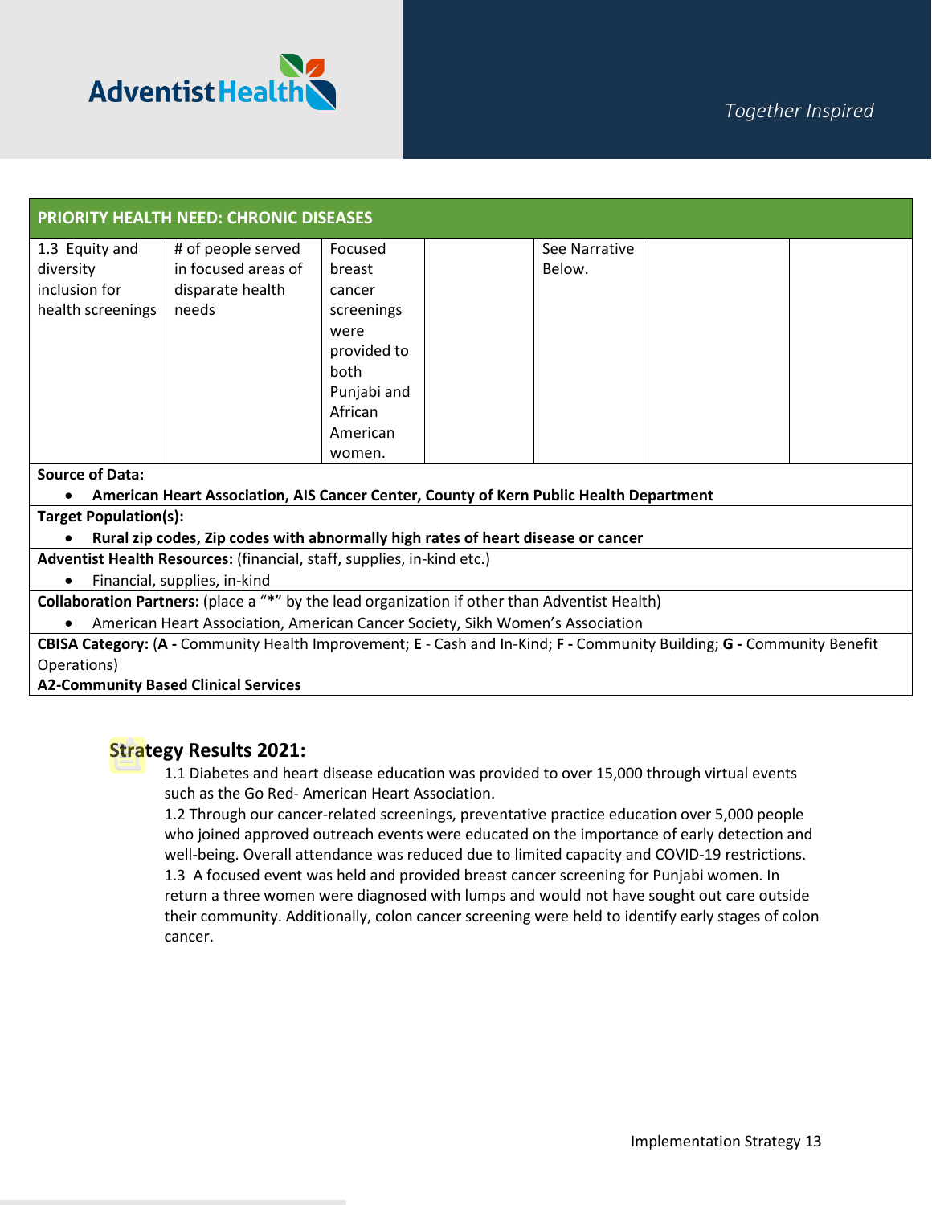| PRIORITY HEALTH NEED: CHRONIC DISEASES | | | | | | |
|---|---|---|---|---|---|---|
| 1.3 Equity and diversity inclusion for health screenings | # of people served in focused areas of disparate health needs | Focused breast cancer screenings were provided to both Punjabi and African American women. | | See Narrative Below. | | |

**Source of Data:**

- **American Heart Association, AIS Cancer Center, County of Kern Public Health Department**

**Target Population(s):**

- **Rural zip codes, Zip codes with abnormally high rates of heart disease or cancer**

**Adventist Health Resources:** (financial, staff, supplies, in-kind etc.)

- Financial, supplies, in-kind

**Collaboration Partners:** (place a "*" by the lead organization if other than Adventist Health)

- American Heart Association, American Cancer Society, Sikh Women's Association

**CBISA Category:** (**A -** Community Health Improvement; **E** - Cash and In-Kind; **F -** Community Building; **G -** Community Benefit Operations)
**A2-Community Based Clinical Services**

## Strategy Results 2021:

1.1 Diabetes and heart disease education was provided to over 15,000 through virtual events such as the Go Red- American Heart Association.
1.2 Through our cancer-related screenings, preventative practice education over 5,000 people who joined approved outreach events were educated on the importance of early detection and well-being. Overall attendance was reduced due to limited capacity and COVID-19 restrictions.
1.3 A focused event was held and provided breast cancer screening for Punjabi women. In return a three women were diagnosed with lumps and would not have sought out care outside their community. Additionally, colon cancer screening were held to identify early stages of colon cancer.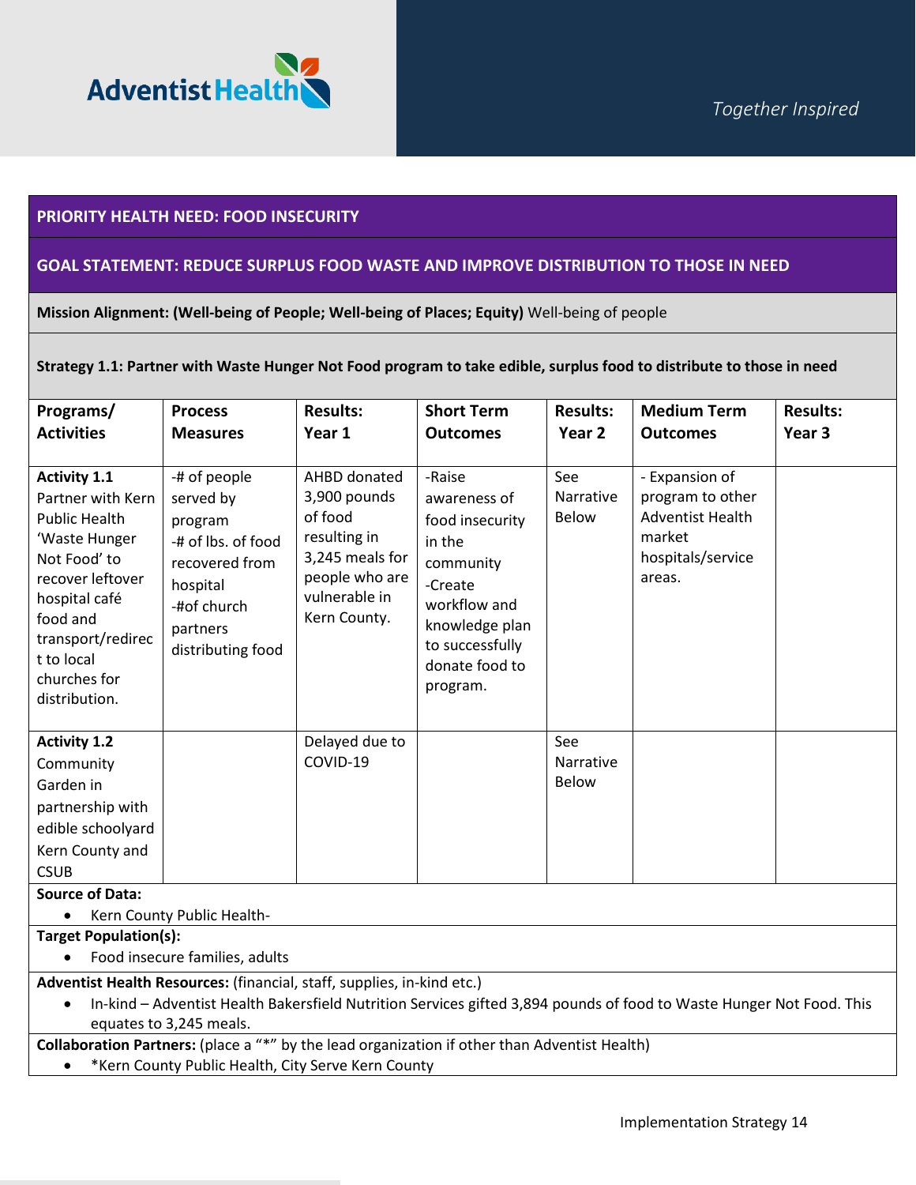**PRIORITY HEALTH NEED: FOOD INSECURITY**

**GOAL STATEMENT: REDUCE SURPLUS FOOD WASTE AND IMPROVE DISTRIBUTION TO THOSE IN NEED**

**Mission Alignment: (Well-being of People; Well-being of Places; Equity)** Well-being of people

**Strategy 1.1: Partner with Waste Hunger Not Food program to take edible, surplus food to distribute to those in need**

| Programs/ Activities | Process Measures | Results: Year 1 | Short Term Outcomes | Results: Year 2 | Medium Term Outcomes | Results: Year 3 |
|---|---|---|---|---|---|---|
| **Activity 1.1** Partner with Kern Public Health 'Waste Hunger Not Food' to recover leftover hospital café food and transport/redirect to local churches for distribution. | -# of people served by program<br>-# of lbs. of food recovered from hospital<br>-#of church partners distributing food | AHBD donated 3,900 pounds of food resulting in 3,245 meals for people who are vulnerable in Kern County. | -Raise awareness of food insecurity in the community<br>-Create workflow and knowledge plan to successfully donate food to program. | See Narrative Below | - Expansion of program to other Adventist Health market hospitals/service areas. | |
| **Activity 1.2** Community Garden in partnership with edible schoolyard Kern County and CSUB | | Delayed due to COVID-19 | | See Narrative Below | | |

**Source of Data:**

- Kern County Public Health-

**Target Population(s):**

- Food insecure families, adults

**Adventist Health Resources:** (financial, staff, supplies, in-kind etc.)

- In-kind – Adventist Health Bakersfield Nutrition Services gifted 3,894 pounds of food to Waste Hunger Not Food. This equates to 3,245 meals.

**Collaboration Partners:** (place a "*" by the lead organization if other than Adventist Health)

- *Kern County Public Health, City Serve Kern County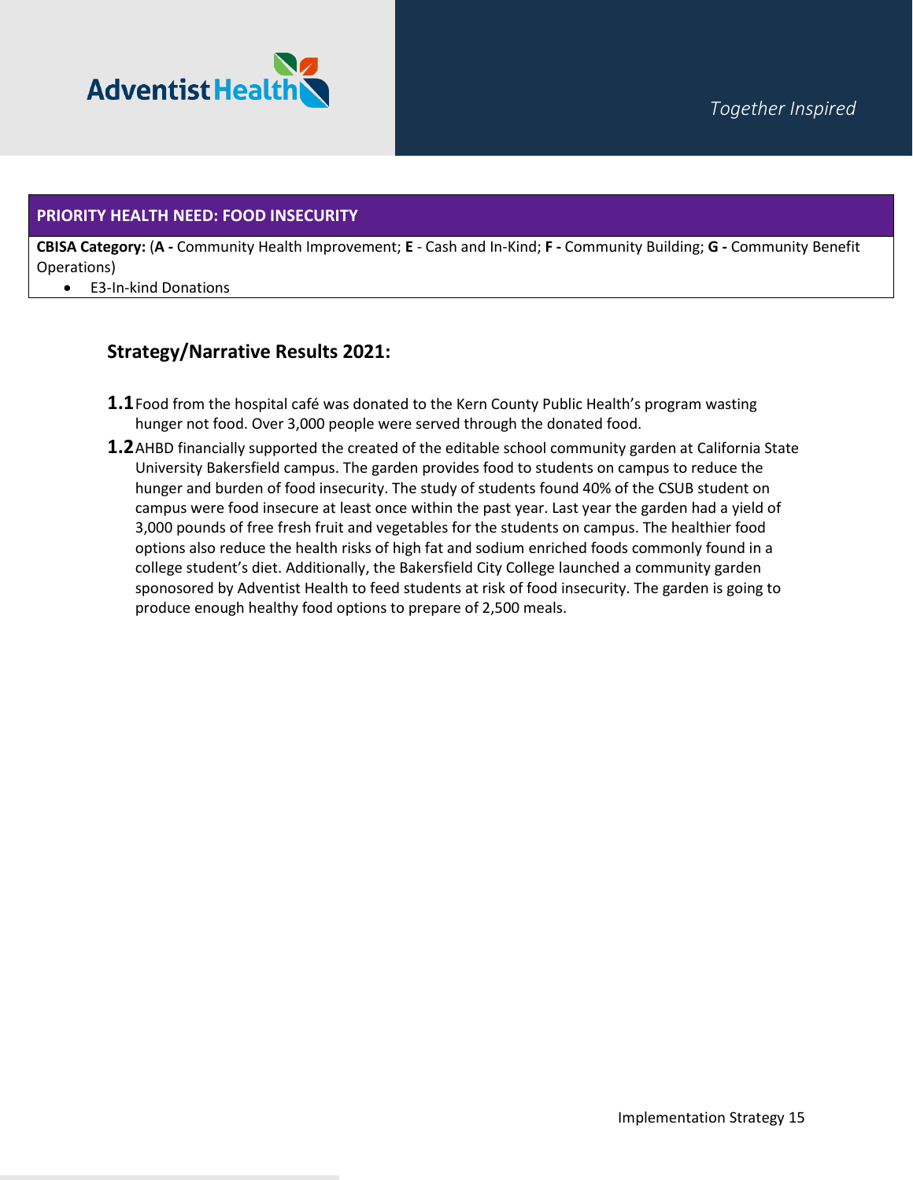## PRIORITY HEALTH NEED: FOOD INSECURITY

**CBISA Category:** (**A -** Community Health Improvement; **E** - Cash and In-Kind; **F -** Community Building; **G -** Community Benefit Operations)

- E3-In-kind Donations

### Strategy/Narrative Results 2021:

**1.1** Food from the hospital café was donated to the Kern County Public Health's program wasting hunger not food. Over 3,000 people were served through the donated food.

**1.2** AHBD financially supported the created of the editable school community garden at California State University Bakersfield campus. The garden provides food to students on campus to reduce the hunger and burden of food insecurity. The study of students found 40% of the CSUB student on campus were food insecure at least once within the past year. Last year the garden had a yield of 3,000 pounds of free fresh fruit and vegetables for the students on campus. The healthier food options also reduce the health risks of high fat and sodium enriched foods commonly found in a college student's diet. Additionally, the Bakersfield City College launched a community garden sponosored by Adventist Health to feed students at risk of food insecurity. The garden is going to produce enough healthy food options to prepare of 2,500 meals.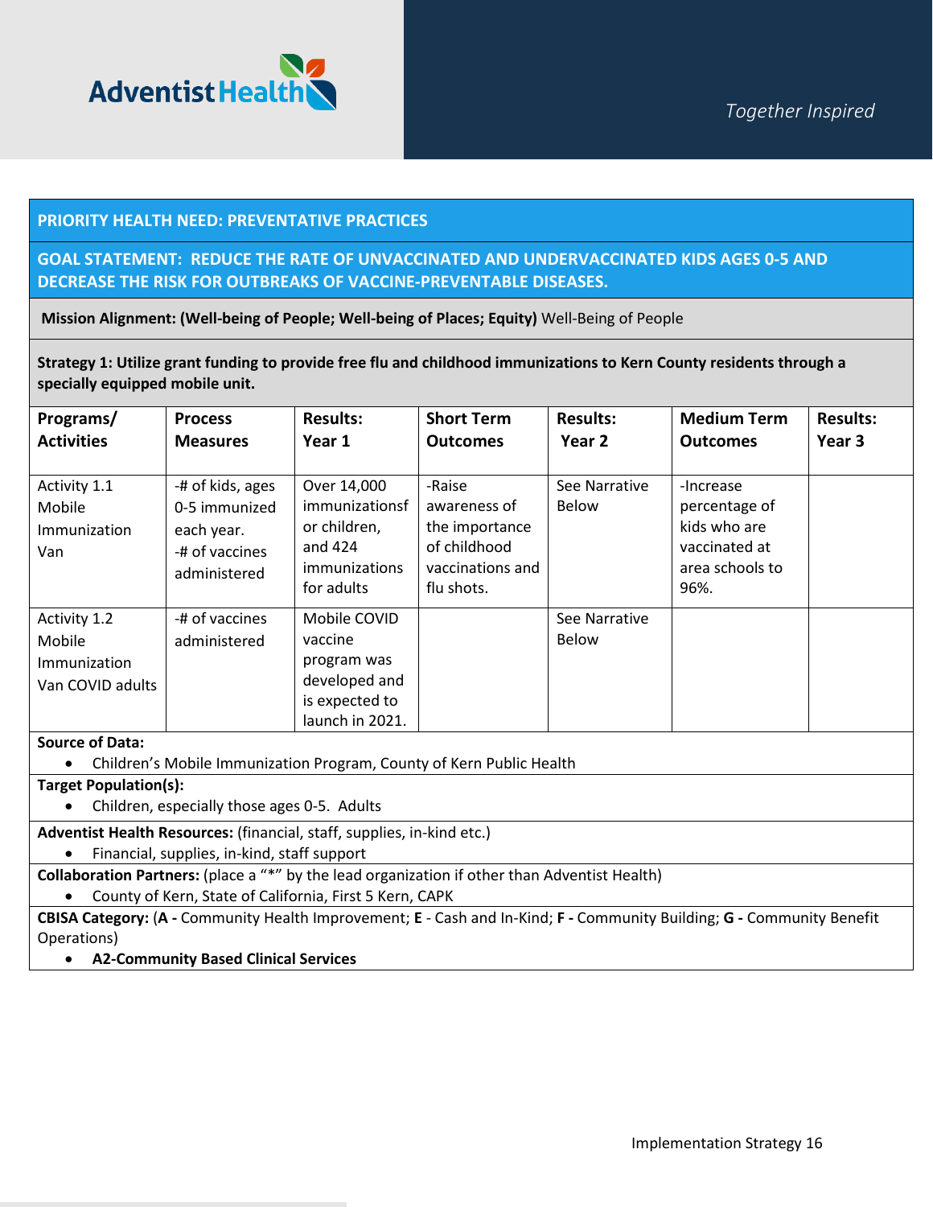**PRIORITY HEALTH NEED: PREVENTATIVE PRACTICES**

**GOAL STATEMENT: REDUCE THE RATE OF UNVACCINATED AND UNDERVACCINATED KIDS AGES 0-5 AND DECREASE THE RISK FOR OUTBREAKS OF VACCINE-PREVENTABLE DISEASES.**

**Mission Alignment: (Well-being of People; Well-being of Places; Equity)** Well-Being of People

**Strategy 1: Utilize grant funding to provide free flu and childhood immunizations to Kern County residents through a specially equipped mobile unit.**

| Programs/ Activities | Process Measures | Results: Year 1 | Short Term Outcomes | Results: Year 2 | Medium Term Outcomes | Results: Year 3 |
|---|---|---|---|---|---|---|
| Activity 1.1 Mobile Immunization Van | -# of kids, ages 0-5 immunized each year.<br>-# of vaccines administered | Over 14,000 immunizationsf or children, and 424 immunizations for adults | -Raise awareness of the importance of childhood vaccinations and flu shots. | See Narrative Below | -Increase percentage of kids who are vaccinated at area schools to 96%. | |
| Activity 1.2 Mobile Immunization Van COVID adults | -# of vaccines administered | Mobile COVID vaccine program was developed and is expected to launch in 2021. | | See Narrative Below | | |

**Source of Data:**
- Children's Mobile Immunization Program, County of Kern Public Health

**Target Population(s):**
- Children, especially those ages 0-5. Adults

**Adventist Health Resources:** (financial, staff, supplies, in-kind etc.)
- Financial, supplies, in-kind, staff support

**Collaboration Partners:** (place a "*" by the lead organization if other than Adventist Health)
- County of Kern, State of California, First 5 Kern, CAPK

**CBISA Category:** (**A -** Community Health Improvement; **E** - Cash and In-Kind; **F -** Community Building; **G -** Community Benefit Operations)
- **A2-Community Based Clinical Services**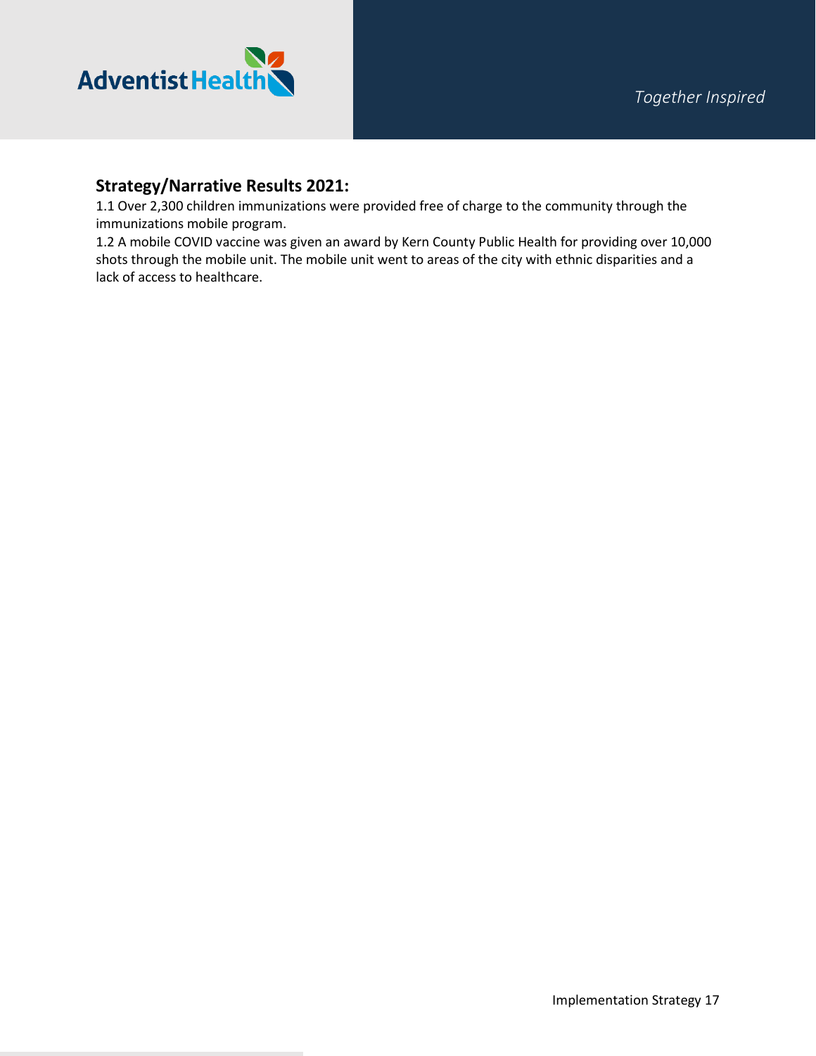### Strategy/Narrative Results 2021:

1.1 Over 2,300 children immunizations were provided free of charge to the community through the immunizations mobile program.

1.2 A mobile COVID vaccine was given an award by Kern County Public Health for providing over 10,000 shots through the mobile unit. The mobile unit went to areas of the city with ethnic disparities and a lack of access to healthcare.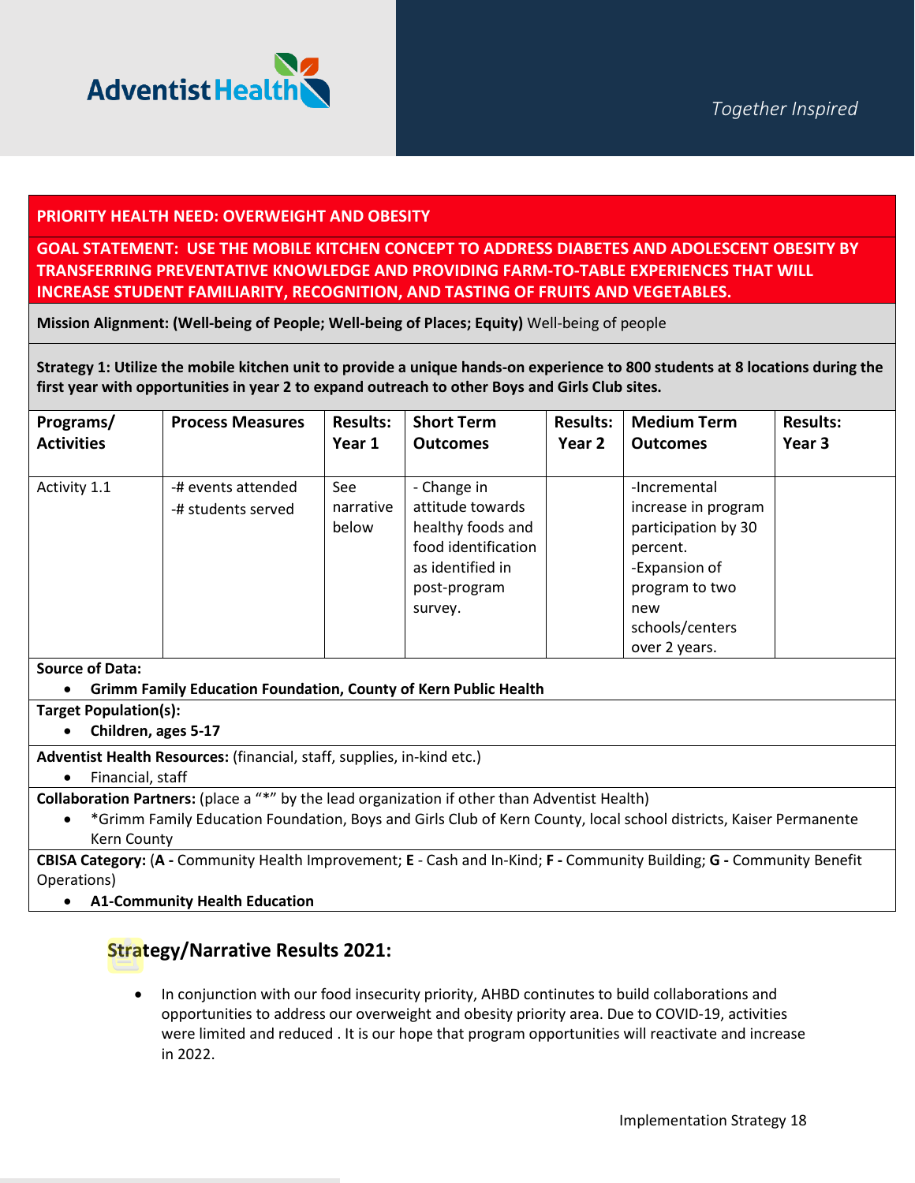**PRIORITY HEALTH NEED: OVERWEIGHT AND OBESITY**

**GOAL STATEMENT: USE THE MOBILE KITCHEN CONCEPT TO ADDRESS DIABETES AND ADOLESCENT OBESITY BY TRANSFERRING PREVENTATIVE KNOWLEDGE AND PROVIDING FARM-TO-TABLE EXPERIENCES THAT WILL INCREASE STUDENT FAMILIARITY, RECOGNITION, AND TASTING OF FRUITS AND VEGETABLES.**

**Mission Alignment: (Well-being of People; Well-being of Places; Equity)** Well-being of people

**Strategy 1: Utilize the mobile kitchen unit to provide a unique hands-on experience to 800 students at 8 locations during the first year with opportunities in year 2 to expand outreach to other Boys and Girls Club sites.**

| Programs/ Activities | Process Measures | Results: Year 1 | Short Term Outcomes | Results: Year 2 | Medium Term Outcomes | Results: Year 3 |
|---|---|---|---|---|---|---|
| Activity 1.1 | -# events attended<br>-# students served | See narrative below | - Change in attitude towards healthy foods and food identification as identified in post-program survey. | | -Incremental increase in program participation by 30 percent.<br>-Expansion of program to two new schools/centers over 2 years. | |

**Source of Data:**

- **Grimm Family Education Foundation, County of Kern Public Health**

**Target Population(s):**

- **Children, ages 5-17**

**Adventist Health Resources:** (financial, staff, supplies, in-kind etc.)

- Financial, staff

**Collaboration Partners:** (place a "*" by the lead organization if other than Adventist Health)

- *Grimm Family Education Foundation, Boys and Girls Club of Kern County, local school districts, Kaiser Permanente Kern County

**CBISA Category:** (**A -** Community Health Improvement; **E** - Cash and In-Kind; **F -** Community Building; **G -** Community Benefit Operations)

- **A1-Community Health Education**

## Strategy/Narrative Results 2021:

- In conjunction with our food insecurity priority, AHBD continutes to build collaborations and opportunities to address our overweight and obesity priority area. Due to COVID-19, activities were limited and reduced . It is our hope that program opportunities will reactivate and increase in 2022.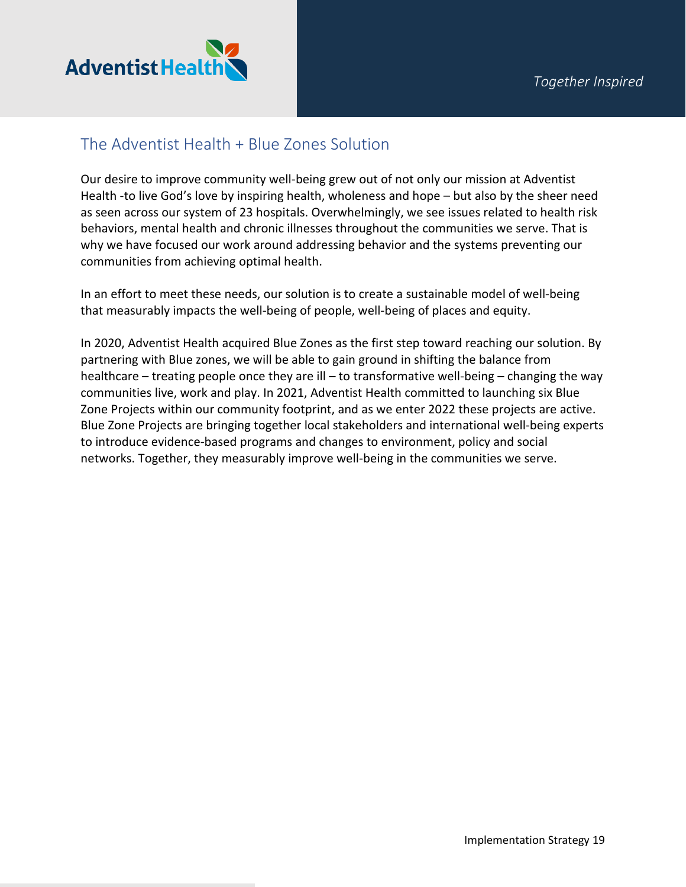## The Adventist Health + Blue Zones Solution

Our desire to improve community well-being grew out of not only our mission at Adventist Health -to live God's love by inspiring health, wholeness and hope – but also by the sheer need as seen across our system of 23 hospitals. Overwhelmingly, we see issues related to health risk behaviors, mental health and chronic illnesses throughout the communities we serve. That is why we have focused our work around addressing behavior and the systems preventing our communities from achieving optimal health.

In an effort to meet these needs, our solution is to create a sustainable model of well-being that measurably impacts the well-being of people, well-being of places and equity.

In 2020, Adventist Health acquired Blue Zones as the first step toward reaching our solution. By partnering with Blue zones, we will be able to gain ground in shifting the balance from healthcare – treating people once they are ill – to transformative well-being – changing the way communities live, work and play. In 2021, Adventist Health committed to launching six Blue Zone Projects within our community footprint, and as we enter 2022 these projects are active. Blue Zone Projects are bringing together local stakeholders and international well-being experts to introduce evidence-based programs and changes to environment, policy and social networks. Together, they measurably improve well-being in the communities we serve.